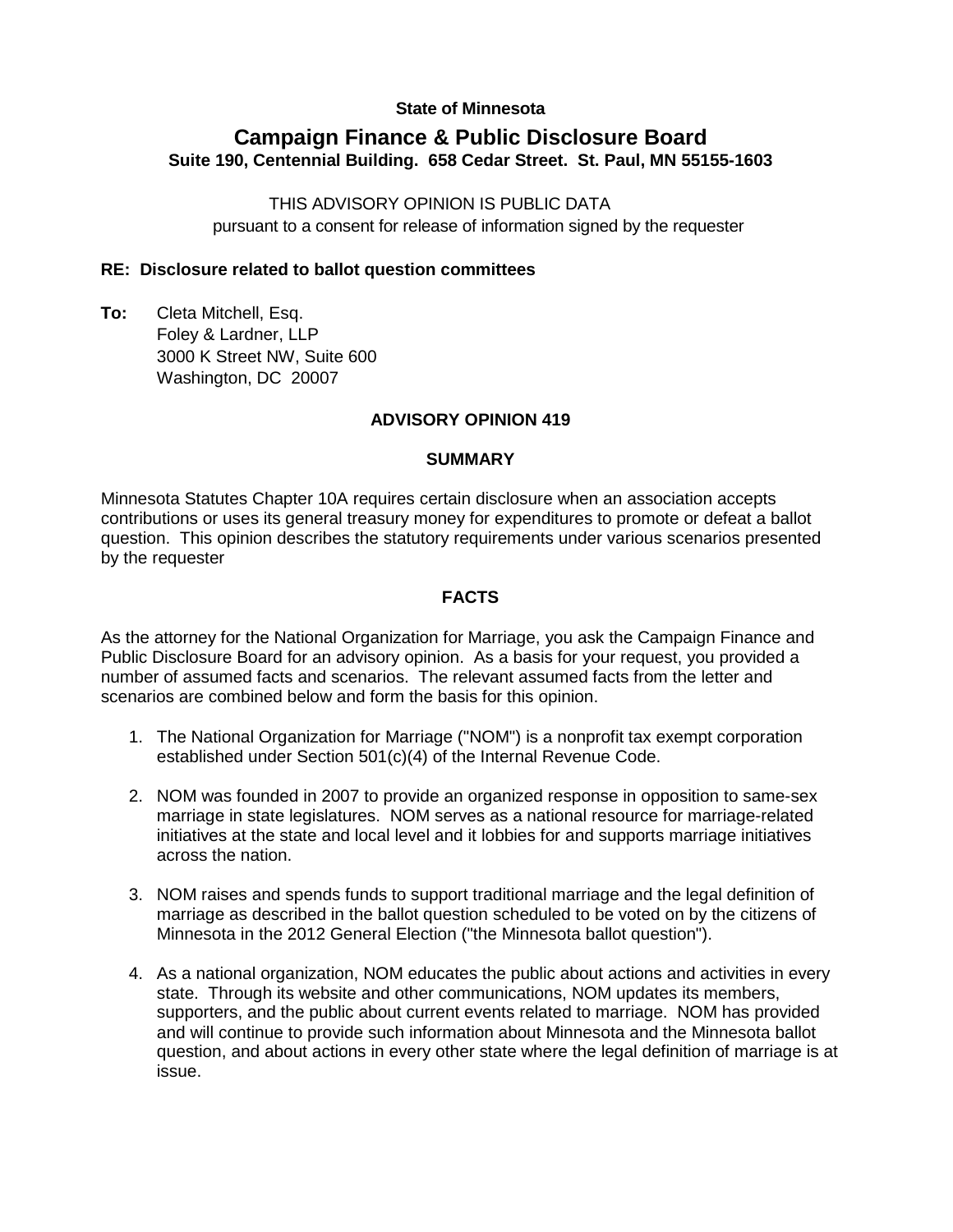**State of Minnesota**

# Campaign Finance & Public Disclosure Board

**Suite 190, Centennial Building. 658 Cedar Street. St. Paul, MN 55155-1603**

THIS ADVISORY OPINION IS PUBLIC DATA
pursuant to a consent for release of information signed by the requester

**RE: Disclosure related to ballot question committees**

**To:** Cleta Mitchell, Esq.
Foley & Lardner, LLP
3000 K Street NW, Suite 600
Washington, DC 20007

## ADVISORY OPINION 419

### SUMMARY

Minnesota Statutes Chapter 10A requires certain disclosure when an association accepts contributions or uses its general treasury money for expenditures to promote or defeat a ballot question. This opinion describes the statutory requirements under various scenarios presented by the requester

### FACTS

As the attorney for the National Organization for Marriage, you ask the Campaign Finance and Public Disclosure Board for an advisory opinion. As a basis for your request, you provided a number of assumed facts and scenarios. The relevant assumed facts from the letter and scenarios are combined below and form the basis for this opinion.

1. The National Organization for Marriage ("NOM") is a nonprofit tax exempt corporation established under Section 501(c)(4) of the Internal Revenue Code.
2. NOM was founded in 2007 to provide an organized response in opposition to same-sex marriage in state legislatures. NOM serves as a national resource for marriage-related initiatives at the state and local level and it lobbies for and supports marriage initiatives across the nation.
3. NOM raises and spends funds to support traditional marriage and the legal definition of marriage as described in the ballot question scheduled to be voted on by the citizens of Minnesota in the 2012 General Election ("the Minnesota ballot question").
4. As a national organization, NOM educates the public about actions and activities in every state. Through its website and other communications, NOM updates its members, supporters, and the public about current events related to marriage. NOM has provided and will continue to provide such information about Minnesota and the Minnesota ballot question, and about actions in every other state where the legal definition of marriage is at issue.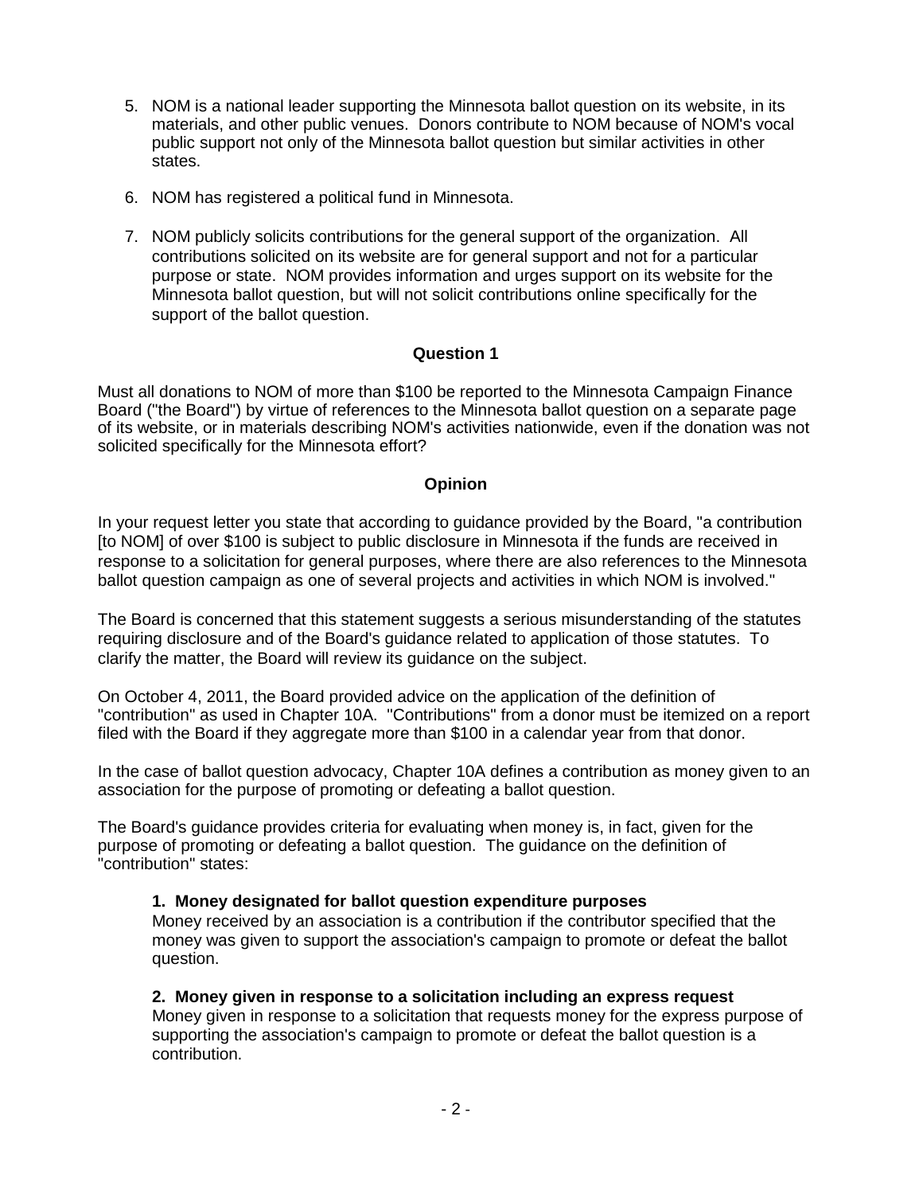5. NOM is a national leader supporting the Minnesota ballot question on its website, in its materials, and other public venues. Donors contribute to NOM because of NOM's vocal public support not only of the Minnesota ballot question but similar activities in other states.

6. NOM has registered a political fund in Minnesota.

7. NOM publicly solicits contributions for the general support of the organization. All contributions solicited on its website are for general support and not for a particular purpose or state. NOM provides information and urges support on its website for the Minnesota ballot question, but will not solicit contributions online specifically for the support of the ballot question.

## Question 1

Must all donations to NOM of more than $100 be reported to the Minnesota Campaign Finance Board ("the Board") by virtue of references to the Minnesota ballot question on a separate page of its website, or in materials describing NOM's activities nationwide, even if the donation was not solicited specifically for the Minnesota effort?

## Opinion

In your request letter you state that according to guidance provided by the Board, "a contribution [to NOM] of over $100 is subject to public disclosure in Minnesota if the funds are received in response to a solicitation for general purposes, where there are also references to the Minnesota ballot question campaign as one of several projects and activities in which NOM is involved."

The Board is concerned that this statement suggests a serious misunderstanding of the statutes requiring disclosure and of the Board's guidance related to application of those statutes. To clarify the matter, the Board will review its guidance on the subject.

On October 4, 2011, the Board provided advice on the application of the definition of "contribution" as used in Chapter 10A. "Contributions" from a donor must be itemized on a report filed with the Board if they aggregate more than $100 in a calendar year from that donor.

In the case of ballot question advocacy, Chapter 10A defines a contribution as money given to an association for the purpose of promoting or defeating a ballot question.

The Board's guidance provides criteria for evaluating when money is, in fact, given for the purpose of promoting or defeating a ballot question. The guidance on the definition of "contribution" states:

> **1. Money designated for ballot question expenditure purposes**
> Money received by an association is a contribution if the contributor specified that the money was given to support the association's campaign to promote or defeat the ballot question.
>
> **2. Money given in response to a solicitation including an express request**
> Money given in response to a solicitation that requests money for the express purpose of supporting the association's campaign to promote or defeat the ballot question is a contribution.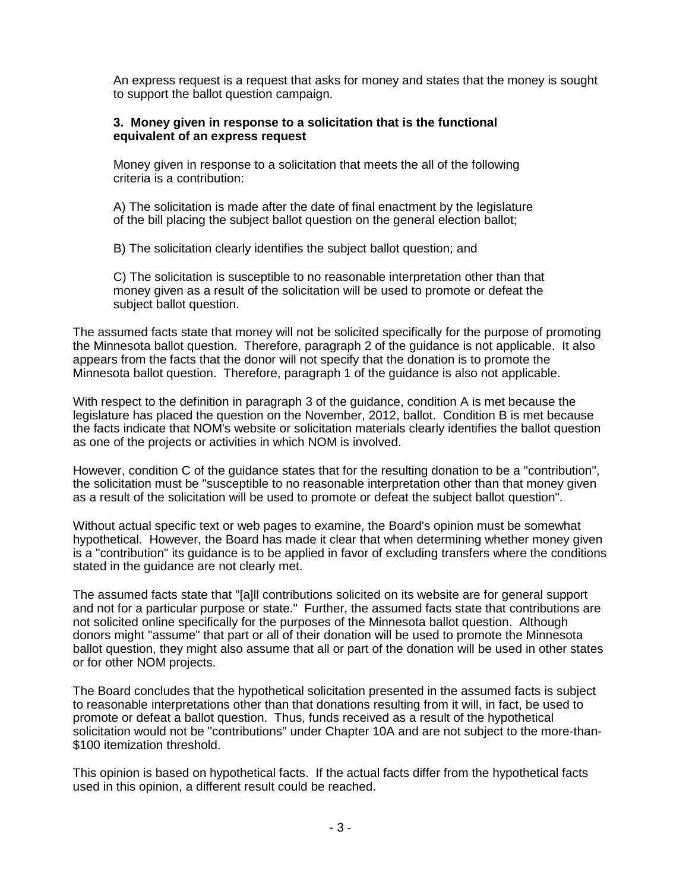An express request is a request that asks for money and states that the money is sought to support the ballot question campaign.

**3. Money given in response to a solicitation that is the functional equivalent of an express request**

Money given in response to a solicitation that meets the all of the following criteria is a contribution:

A) The solicitation is made after the date of final enactment by the legislature of the bill placing the subject ballot question on the general election ballot;

B) The solicitation clearly identifies the subject ballot question; and

C) The solicitation is susceptible to no reasonable interpretation other than that money given as a result of the solicitation will be used to promote or defeat the subject ballot question.

The assumed facts state that money will not be solicited specifically for the purpose of promoting the Minnesota ballot question. Therefore, paragraph 2 of the guidance is not applicable. It also appears from the facts that the donor will not specify that the donation is to promote the Minnesota ballot question. Therefore, paragraph 1 of the guidance is also not applicable.

With respect to the definition in paragraph 3 of the guidance, condition A is met because the legislature has placed the question on the November, 2012, ballot. Condition B is met because the facts indicate that NOM's website or solicitation materials clearly identifies the ballot question as one of the projects or activities in which NOM is involved.

However, condition C of the guidance states that for the resulting donation to be a "contribution", the solicitation must be "susceptible to no reasonable interpretation other than that money given as a result of the solicitation will be used to promote or defeat the subject ballot question".

Without actual specific text or web pages to examine, the Board's opinion must be somewhat hypothetical. However, the Board has made it clear that when determining whether money given is a "contribution" its guidance is to be applied in favor of excluding transfers where the conditions stated in the guidance are not clearly met.

The assumed facts state that "[a]ll contributions solicited on its website are for general support and not for a particular purpose or state." Further, the assumed facts state that contributions are not solicited online specifically for the purposes of the Minnesota ballot question. Although donors might "assume" that part or all of their donation will be used to promote the Minnesota ballot question, they might also assume that all or part of the donation will be used in other states or for other NOM projects.

The Board concludes that the hypothetical solicitation presented in the assumed facts is subject to reasonable interpretations other than that donations resulting from it will, in fact, be used to promote or defeat a ballot question. Thus, funds received as a result of the hypothetical solicitation would not be "contributions" under Chapter 10A and are not subject to the more-than-$100 itemization threshold.

This opinion is based on hypothetical facts. If the actual facts differ from the hypothetical facts used in this opinion, a different result could be reached.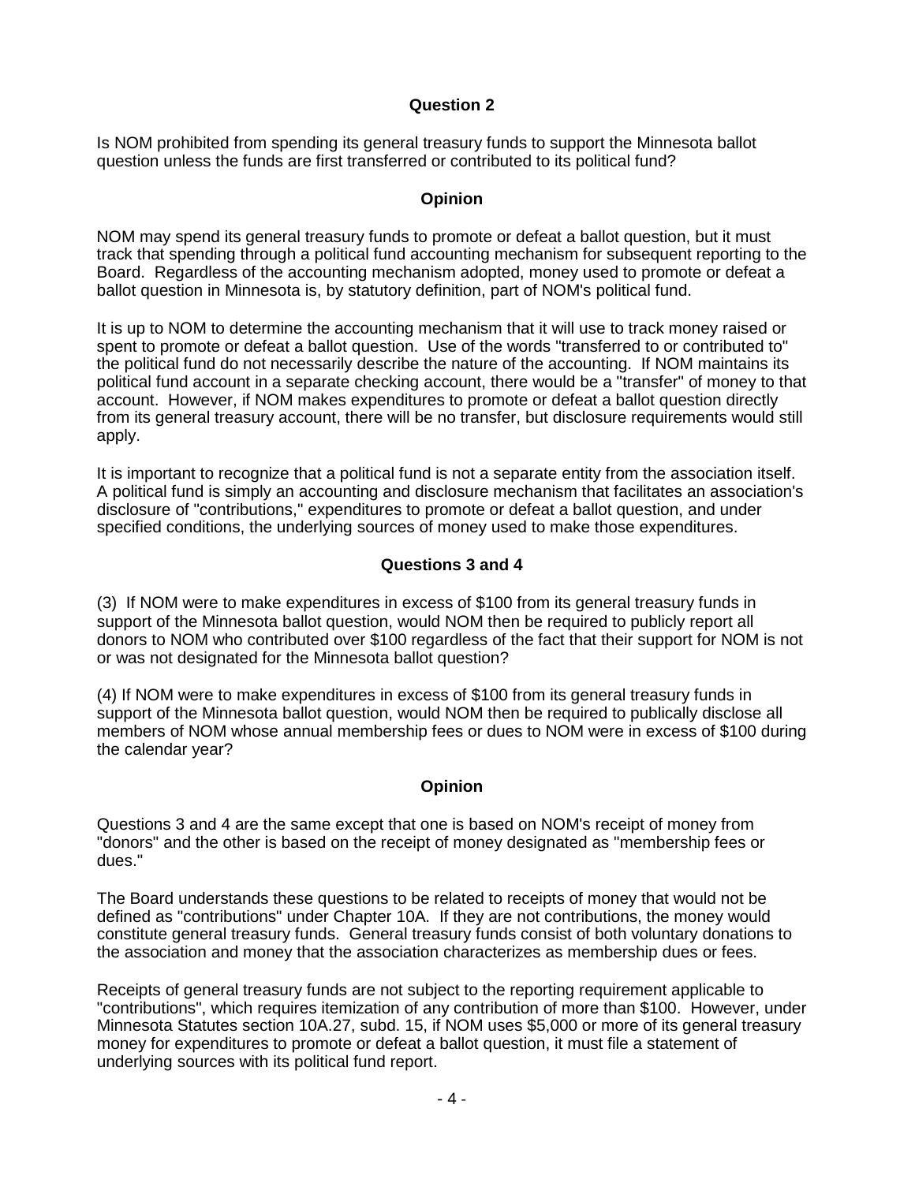**Question 2**

Is NOM prohibited from spending its general treasury funds to support the Minnesota ballot question unless the funds are first transferred or contributed to its political fund?

**Opinion**

NOM may spend its general treasury funds to promote or defeat a ballot question, but it must track that spending through a political fund accounting mechanism for subsequent reporting to the Board. Regardless of the accounting mechanism adopted, money used to promote or defeat a ballot question in Minnesota is, by statutory definition, part of NOM's political fund.

It is up to NOM to determine the accounting mechanism that it will use to track money raised or spent to promote or defeat a ballot question. Use of the words "transferred to or contributed to" the political fund do not necessarily describe the nature of the accounting. If NOM maintains its political fund account in a separate checking account, there would be a "transfer" of money to that account. However, if NOM makes expenditures to promote or defeat a ballot question directly from its general treasury account, there will be no transfer, but disclosure requirements would still apply.

It is important to recognize that a political fund is not a separate entity from the association itself. A political fund is simply an accounting and disclosure mechanism that facilitates an association's disclosure of "contributions," expenditures to promote or defeat a ballot question, and under specified conditions, the underlying sources of money used to make those expenditures.

**Questions 3 and 4**

(3) If NOM were to make expenditures in excess of $100 from its general treasury funds in support of the Minnesota ballot question, would NOM then be required to publicly report all donors to NOM who contributed over $100 regardless of the fact that their support for NOM is not or was not designated for the Minnesota ballot question?

(4) If NOM were to make expenditures in excess of $100 from its general treasury funds in support of the Minnesota ballot question, would NOM then be required to publically disclose all members of NOM whose annual membership fees or dues to NOM were in excess of $100 during the calendar year?

**Opinion**

Questions 3 and 4 are the same except that one is based on NOM's receipt of money from "donors" and the other is based on the receipt of money designated as "membership fees or dues."

The Board understands these questions to be related to receipts of money that would not be defined as "contributions" under Chapter 10A. If they are not contributions, the money would constitute general treasury funds. General treasury funds consist of both voluntary donations to the association and money that the association characterizes as membership dues or fees.

Receipts of general treasury funds are not subject to the reporting requirement applicable to "contributions", which requires itemization of any contribution of more than $100. However, under Minnesota Statutes section 10A.27, subd. 15, if NOM uses $5,000 or more of its general treasury money for expenditures to promote or defeat a ballot question, it must file a statement of underlying sources with its political fund report.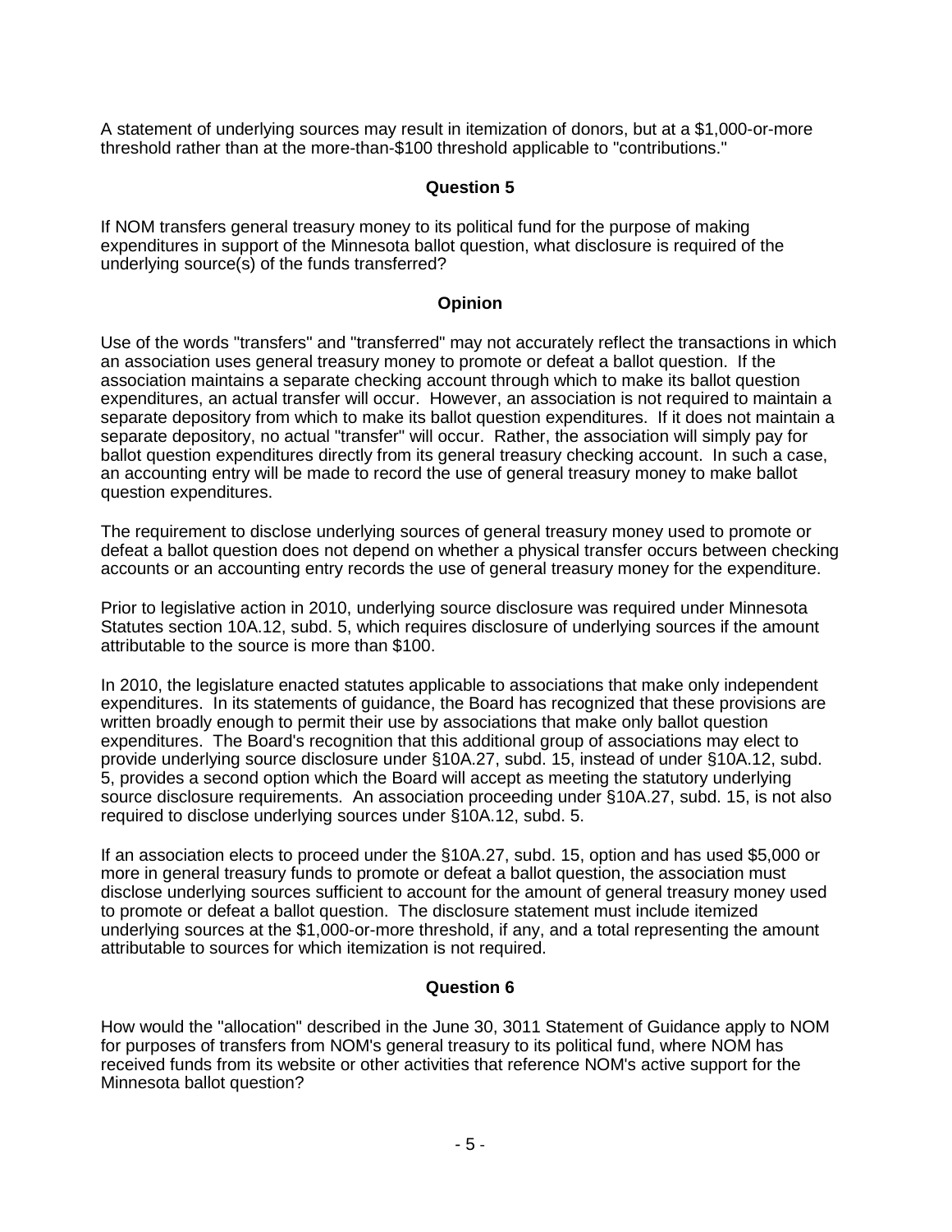A statement of underlying sources may result in itemization of donors, but at a $1,000-or-more threshold rather than at the more-than-$100 threshold applicable to "contributions."

### Question 5

If NOM transfers general treasury money to its political fund for the purpose of making expenditures in support of the Minnesota ballot question, what disclosure is required of the underlying source(s) of the funds transferred?

### Opinion

Use of the words "transfers" and "transferred" may not accurately reflect the transactions in which an association uses general treasury money to promote or defeat a ballot question. If the association maintains a separate checking account through which to make its ballot question expenditures, an actual transfer will occur. However, an association is not required to maintain a separate depository from which to make its ballot question expenditures. If it does not maintain a separate depository, no actual "transfer" will occur. Rather, the association will simply pay for ballot question expenditures directly from its general treasury checking account. In such a case, an accounting entry will be made to record the use of general treasury money to make ballot question expenditures.

The requirement to disclose underlying sources of general treasury money used to promote or defeat a ballot question does not depend on whether a physical transfer occurs between checking accounts or an accounting entry records the use of general treasury money for the expenditure.

Prior to legislative action in 2010, underlying source disclosure was required under Minnesota Statutes section 10A.12, subd. 5, which requires disclosure of underlying sources if the amount attributable to the source is more than $100.

In 2010, the legislature enacted statutes applicable to associations that make only independent expenditures. In its statements of guidance, the Board has recognized that these provisions are written broadly enough to permit their use by associations that make only ballot question expenditures. The Board's recognition that this additional group of associations may elect to provide underlying source disclosure under §10A.27, subd. 15, instead of under §10A.12, subd. 5, provides a second option which the Board will accept as meeting the statutory underlying source disclosure requirements. An association proceeding under §10A.27, subd. 15, is not also required to disclose underlying sources under §10A.12, subd. 5.

If an association elects to proceed under the §10A.27, subd. 15, option and has used $5,000 or more in general treasury funds to promote or defeat a ballot question, the association must disclose underlying sources sufficient to account for the amount of general treasury money used to promote or defeat a ballot question. The disclosure statement must include itemized underlying sources at the $1,000-or-more threshold, if any, and a total representing the amount attributable to sources for which itemization is not required.

### Question 6

How would the "allocation" described in the June 30, 3011 Statement of Guidance apply to NOM for purposes of transfers from NOM's general treasury to its political fund, where NOM has received funds from its website or other activities that reference NOM's active support for the Minnesota ballot question?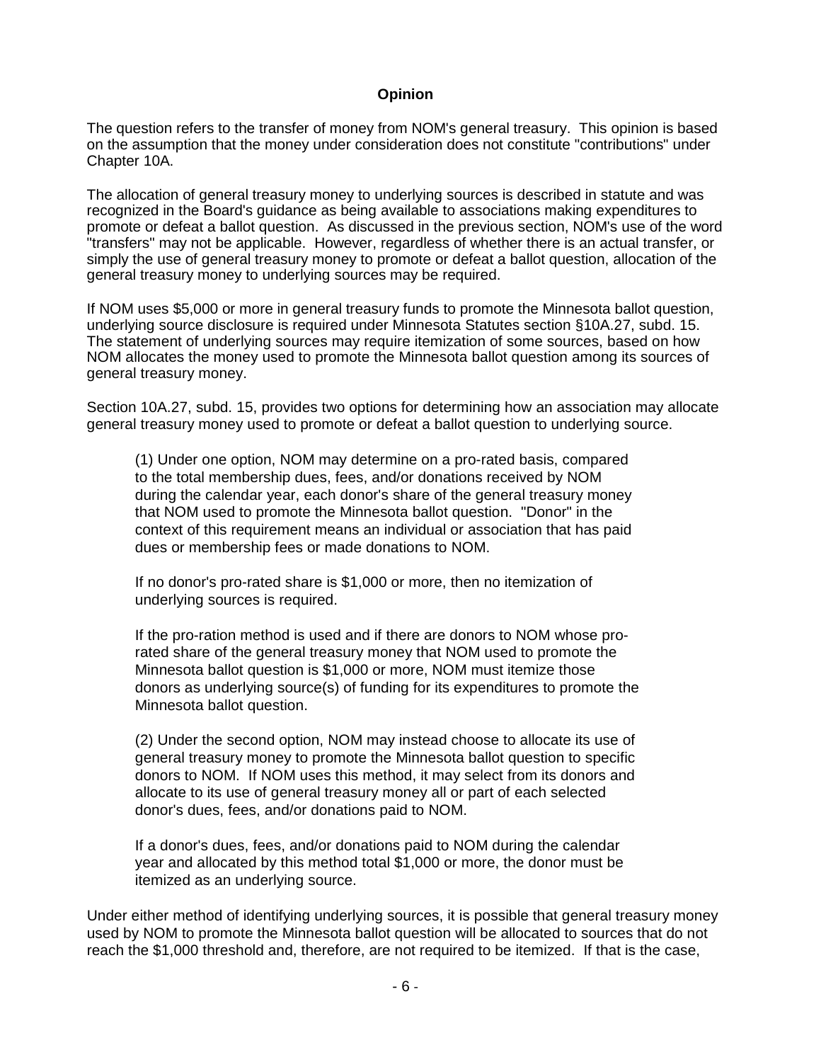## Opinion

The question refers to the transfer of money from NOM's general treasury. This opinion is based on the assumption that the money under consideration does not constitute "contributions" under Chapter 10A.

The allocation of general treasury money to underlying sources is described in statute and was recognized in the Board's guidance as being available to associations making expenditures to promote or defeat a ballot question. As discussed in the previous section, NOM's use of the word "transfers" may not be applicable. However, regardless of whether there is an actual transfer, or simply the use of general treasury money to promote or defeat a ballot question, allocation of the general treasury money to underlying sources may be required.

If NOM uses $5,000 or more in general treasury funds to promote the Minnesota ballot question, underlying source disclosure is required under Minnesota Statutes section §10A.27, subd. 15. The statement of underlying sources may require itemization of some sources, based on how NOM allocates the money used to promote the Minnesota ballot question among its sources of general treasury money.

Section 10A.27, subd. 15, provides two options for determining how an association may allocate general treasury money used to promote or defeat a ballot question to underlying source.

> (1) Under one option, NOM may determine on a pro-rated basis, compared to the total membership dues, fees, and/or donations received by NOM during the calendar year, each donor's share of the general treasury money that NOM used to promote the Minnesota ballot question. "Donor" in the context of this requirement means an individual or association that has paid dues or membership fees or made donations to NOM.
>
> If no donor's pro-rated share is $1,000 or more, then no itemization of underlying sources is required.
>
> If the pro-ration method is used and if there are donors to NOM whose pro-rated share of the general treasury money that NOM used to promote the Minnesota ballot question is $1,000 or more, NOM must itemize those donors as underlying source(s) of funding for its expenditures to promote the Minnesota ballot question.
>
> (2) Under the second option, NOM may instead choose to allocate its use of general treasury money to promote the Minnesota ballot question to specific donors to NOM. If NOM uses this method, it may select from its donors and allocate to its use of general treasury money all or part of each selected donor's dues, fees, and/or donations paid to NOM.
>
> If a donor's dues, fees, and/or donations paid to NOM during the calendar year and allocated by this method total $1,000 or more, the donor must be itemized as an underlying source.

Under either method of identifying underlying sources, it is possible that general treasury money used by NOM to promote the Minnesota ballot question will be allocated to sources that do not reach the $1,000 threshold and, therefore, are not required to be itemized. If that is the case,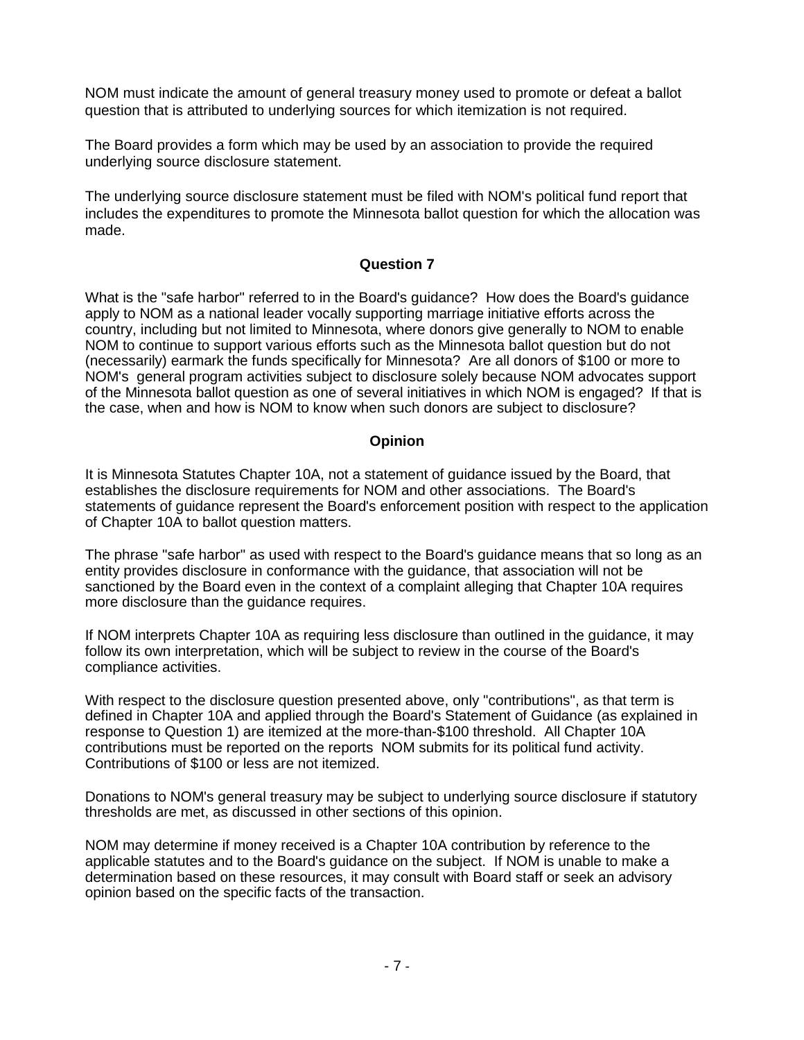NOM must indicate the amount of general treasury money used to promote or defeat a ballot question that is attributed to underlying sources for which itemization is not required.

The Board provides a form which may be used by an association to provide the required underlying source disclosure statement.

The underlying source disclosure statement must be filed with NOM's political fund report that includes the expenditures to promote the Minnesota ballot question for which the allocation was made.

**Question 7**

What is the "safe harbor" referred to in the Board's guidance? How does the Board's guidance apply to NOM as a national leader vocally supporting marriage initiative efforts across the country, including but not limited to Minnesota, where donors give generally to NOM to enable NOM to continue to support various efforts such as the Minnesota ballot question but do not (necessarily) earmark the funds specifically for Minnesota? Are all donors of $100 or more to NOM's general program activities subject to disclosure solely because NOM advocates support of the Minnesota ballot question as one of several initiatives in which NOM is engaged? If that is the case, when and how is NOM to know when such donors are subject to disclosure?

**Opinion**

It is Minnesota Statutes Chapter 10A, not a statement of guidance issued by the Board, that establishes the disclosure requirements for NOM and other associations. The Board's statements of guidance represent the Board's enforcement position with respect to the application of Chapter 10A to ballot question matters.

The phrase "safe harbor" as used with respect to the Board's guidance means that so long as an entity provides disclosure in conformance with the guidance, that association will not be sanctioned by the Board even in the context of a complaint alleging that Chapter 10A requires more disclosure than the guidance requires.

If NOM interprets Chapter 10A as requiring less disclosure than outlined in the guidance, it may follow its own interpretation, which will be subject to review in the course of the Board's compliance activities.

With respect to the disclosure question presented above, only "contributions", as that term is defined in Chapter 10A and applied through the Board's Statement of Guidance (as explained in response to Question 1) are itemized at the more-than-$100 threshold. All Chapter 10A contributions must be reported on the reports NOM submits for its political fund activity. Contributions of $100 or less are not itemized.

Donations to NOM's general treasury may be subject to underlying source disclosure if statutory thresholds are met, as discussed in other sections of this opinion.

NOM may determine if money received is a Chapter 10A contribution by reference to the applicable statutes and to the Board's guidance on the subject. If NOM is unable to make a determination based on these resources, it may consult with Board staff or seek an advisory opinion based on the specific facts of the transaction.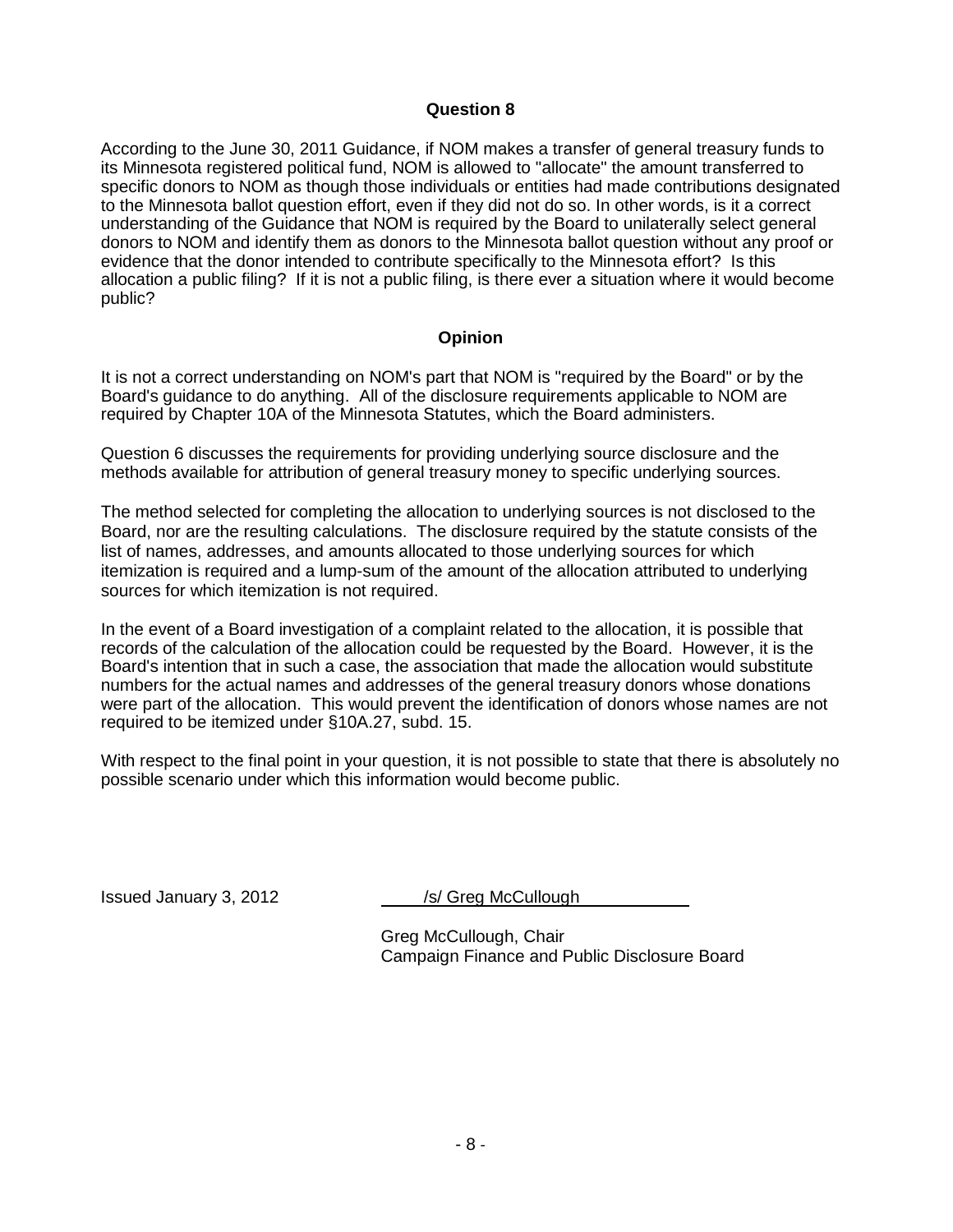### Question 8

According to the June 30, 2011 Guidance, if NOM makes a transfer of general treasury funds to its Minnesota registered political fund, NOM is allowed to "allocate" the amount transferred to specific donors to NOM as though those individuals or entities had made contributions designated to the Minnesota ballot question effort, even if they did not do so. In other words, is it a correct understanding of the Guidance that NOM is required by the Board to unilaterally select general donors to NOM and identify them as donors to the Minnesota ballot question without any proof or evidence that the donor intended to contribute specifically to the Minnesota effort? Is this allocation a public filing? If it is not a public filing, is there ever a situation where it would become public?

### Opinion

It is not a correct understanding on NOM's part that NOM is "required by the Board" or by the Board's guidance to do anything. All of the disclosure requirements applicable to NOM are required by Chapter 10A of the Minnesota Statutes, which the Board administers.

Question 6 discusses the requirements for providing underlying source disclosure and the methods available for attribution of general treasury money to specific underlying sources.

The method selected for completing the allocation to underlying sources is not disclosed to the Board, nor are the resulting calculations. The disclosure required by the statute consists of the list of names, addresses, and amounts allocated to those underlying sources for which itemization is required and a lump-sum of the amount of the allocation attributed to underlying sources for which itemization is not required.

In the event of a Board investigation of a complaint related to the allocation, it is possible that records of the calculation of the allocation could be requested by the Board. However, it is the Board's intention that in such a case, the association that made the allocation would substitute numbers for the actual names and addresses of the general treasury donors whose donations were part of the allocation. This would prevent the identification of donors whose names are not required to be itemized under §10A.27, subd. 15.

With respect to the final point in your question, it is not possible to state that there is absolutely no possible scenario under which this information would become public.

Issued January 3, 2012

/s/ Greg McCullough

Greg McCullough, Chair
Campaign Finance and Public Disclosure Board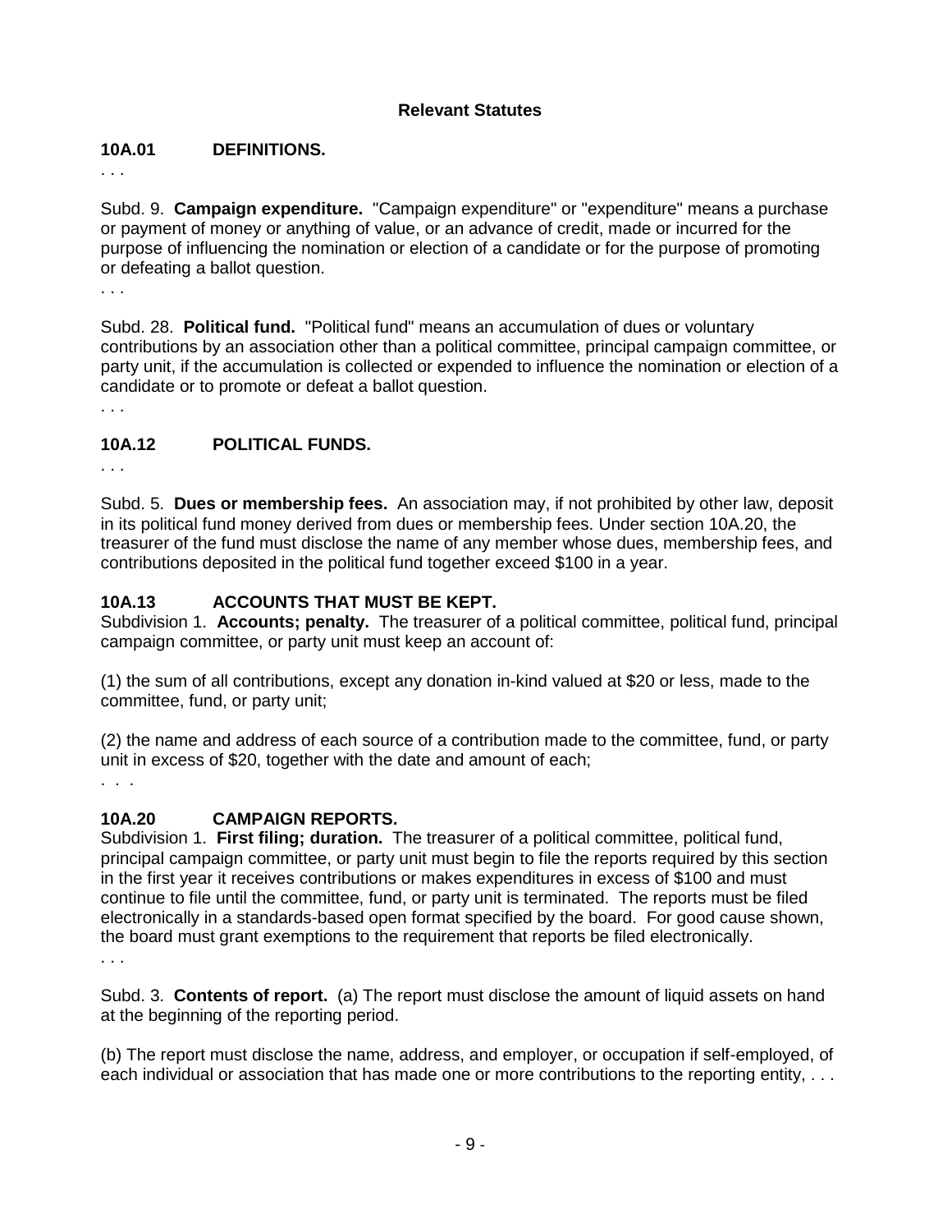**Relevant Statutes**

**10A.01 DEFINITIONS.**

. . .

Subd. 9. **Campaign expenditure.** "Campaign expenditure" or "expenditure" means a purchase or payment of money or anything of value, or an advance of credit, made or incurred for the purpose of influencing the nomination or election of a candidate or for the purpose of promoting or defeating a ballot question.

. . .

Subd. 28. **Political fund.** "Political fund" means an accumulation of dues or voluntary contributions by an association other than a political committee, principal campaign committee, or party unit, if the accumulation is collected or expended to influence the nomination or election of a candidate or to promote or defeat a ballot question.

. . .

**10A.12 POLITICAL FUNDS.**

. . .

Subd. 5. **Dues or membership fees.** An association may, if not prohibited by other law, deposit in its political fund money derived from dues or membership fees. Under section 10A.20, the treasurer of the fund must disclose the name of any member whose dues, membership fees, and contributions deposited in the political fund together exceed $100 in a year.

**10A.13 ACCOUNTS THAT MUST BE KEPT.**

Subdivision 1. **Accounts; penalty.** The treasurer of a political committee, political fund, principal campaign committee, or party unit must keep an account of:

(1) the sum of all contributions, except any donation in-kind valued at $20 or less, made to the committee, fund, or party unit;

(2) the name and address of each source of a contribution made to the committee, fund, or party unit in excess of $20, together with the date and amount of each;

. . .

**10A.20 CAMPAIGN REPORTS.**

Subdivision 1. **First filing; duration.** The treasurer of a political committee, political fund, principal campaign committee, or party unit must begin to file the reports required by this section in the first year it receives contributions or makes expenditures in excess of $100 and must continue to file until the committee, fund, or party unit is terminated. The reports must be filed electronically in a standards-based open format specified by the board. For good cause shown, the board must grant exemptions to the requirement that reports be filed electronically.

. . .

Subd. 3. **Contents of report.** (a) The report must disclose the amount of liquid assets on hand at the beginning of the reporting period.

(b) The report must disclose the name, address, and employer, or occupation if self-employed, of each individual or association that has made one or more contributions to the reporting entity, . . .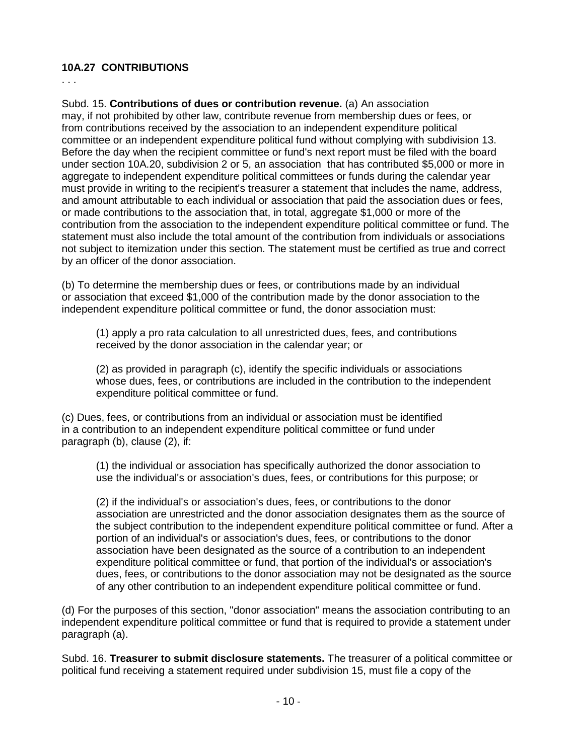**10A.27 CONTRIBUTIONS**

. . .

Subd. 15. **Contributions of dues or contribution revenue.** (a) An association may, if not prohibited by other law, contribute revenue from membership dues or fees, or from contributions received by the association to an independent expenditure political committee or an independent expenditure political fund without complying with subdivision 13. Before the day when the recipient committee or fund's next report must be filed with the board under section 10A.20, subdivision 2 or 5, an association that has contributed $5,000 or more in aggregate to independent expenditure political committees or funds during the calendar year must provide in writing to the recipient's treasurer a statement that includes the name, address, and amount attributable to each individual or association that paid the association dues or fees, or made contributions to the association that, in total, aggregate $1,000 or more of the contribution from the association to the independent expenditure political committee or fund. The statement must also include the total amount of the contribution from individuals or associations not subject to itemization under this section. The statement must be certified as true and correct by an officer of the donor association.

(b) To determine the membership dues or fees, or contributions made by an individual or association that exceed $1,000 of the contribution made by the donor association to the independent expenditure political committee or fund, the donor association must:

(1) apply a pro rata calculation to all unrestricted dues, fees, and contributions received by the donor association in the calendar year; or

(2) as provided in paragraph (c), identify the specific individuals or associations whose dues, fees, or contributions are included in the contribution to the independent expenditure political committee or fund.

(c) Dues, fees, or contributions from an individual or association must be identified in a contribution to an independent expenditure political committee or fund under paragraph (b), clause (2), if:

(1) the individual or association has specifically authorized the donor association to use the individual's or association's dues, fees, or contributions for this purpose; or

(2) if the individual's or association's dues, fees, or contributions to the donor association are unrestricted and the donor association designates them as the source of the subject contribution to the independent expenditure political committee or fund. After a portion of an individual's or association's dues, fees, or contributions to the donor association have been designated as the source of a contribution to an independent expenditure political committee or fund, that portion of the individual's or association's dues, fees, or contributions to the donor association may not be designated as the source of any other contribution to an independent expenditure political committee or fund.

(d) For the purposes of this section, "donor association" means the association contributing to an independent expenditure political committee or fund that is required to provide a statement under paragraph (a).

Subd. 16. **Treasurer to submit disclosure statements.** The treasurer of a political committee or political fund receiving a statement required under subdivision 15, must file a copy of the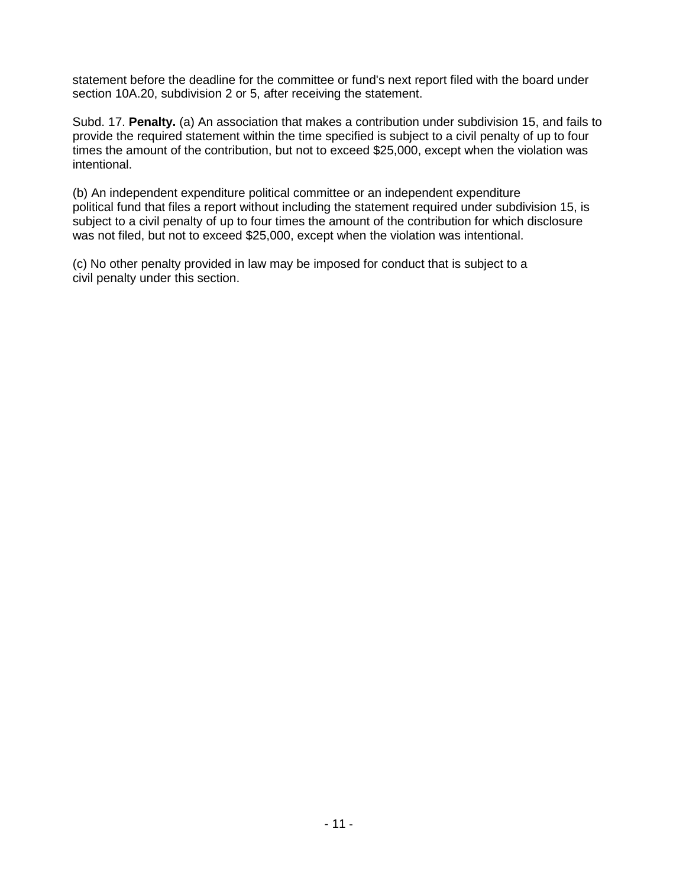statement before the deadline for the committee or fund's next report filed with the board under section 10A.20, subdivision 2 or 5, after receiving the statement.

Subd. 17. **Penalty.** (a) An association that makes a contribution under subdivision 15, and fails to provide the required statement within the time specified is subject to a civil penalty of up to four times the amount of the contribution, but not to exceed $25,000, except when the violation was intentional.

(b) An independent expenditure political committee or an independent expenditure political fund that files a report without including the statement required under subdivision 15, is subject to a civil penalty of up to four times the amount of the contribution for which disclosure was not filed, but not to exceed $25,000, except when the violation was intentional.

(c) No other penalty provided in law may be imposed for conduct that is subject to a civil penalty under this section.